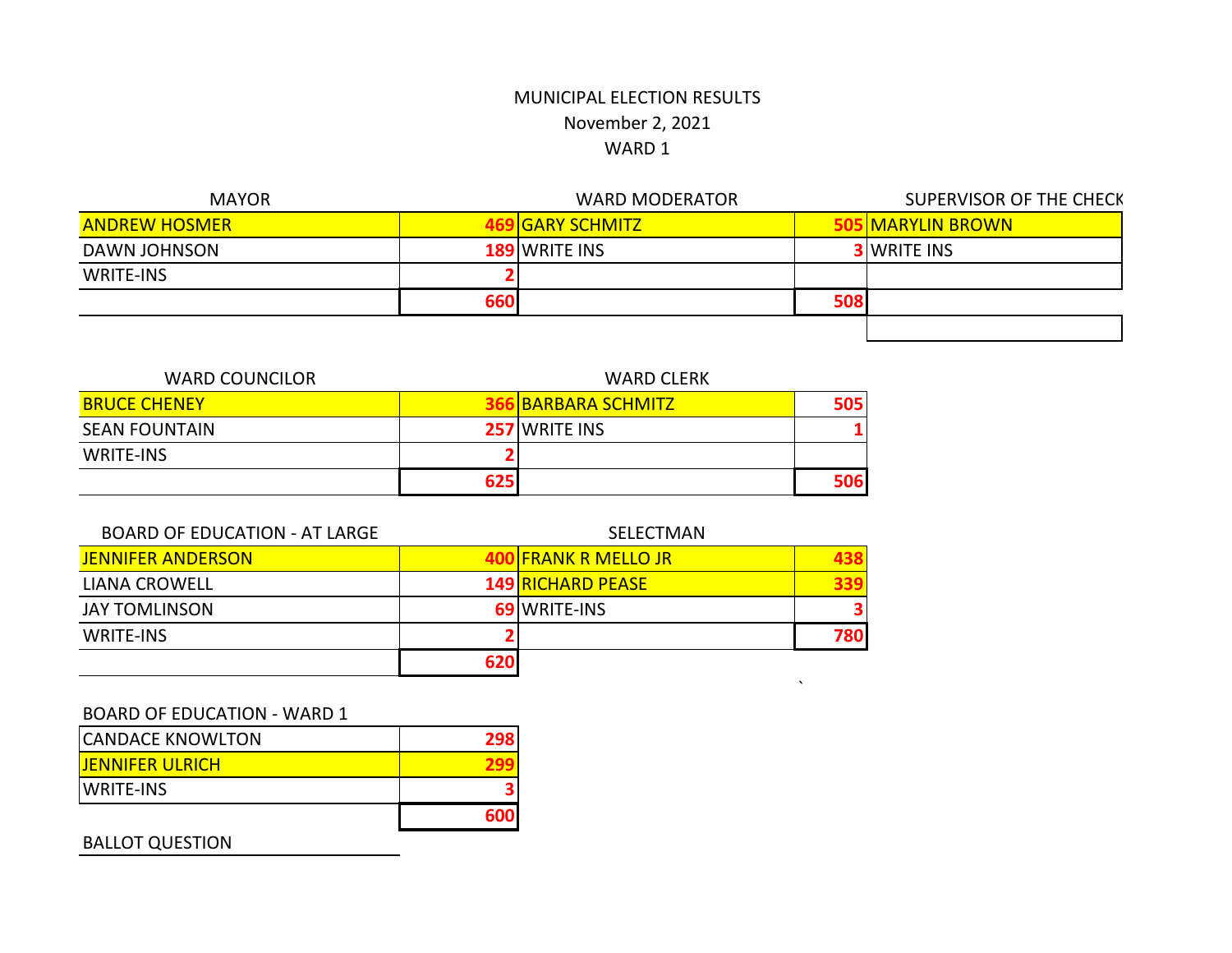# MUNICIPAL ELECTION RESULTS
## November 2, 2021
## WARD 1

### MAYOR

| MAYOR | |
|---|---|
| ANDREW HOSMER | 469 |
| DAWN JOHNSON | 189 |
| WRITE-INS | 2 |
| | 660 |

### WARD MODERATOR

| WARD MODERATOR | |
|---|---|
| GARY SCHMITZ | 505 |
| WRITE INS | 3 |
| | 508 |

### SUPERVISOR OF THE CHECK

| SUPERVISOR OF THE CHECK |
|---|
| MARYLIN BROWN |
| WRITE INS |

### WARD COUNCILOR

| WARD COUNCILOR | |
|---|---|
| BRUCE CHENEY | 366 |
| SEAN FOUNTAIN | 257 |
| WRITE-INS | 2 |
| | 625 |

### WARD CLERK

| WARD CLERK | |
|---|---|
| BARBARA SCHMITZ | 505 |
| WRITE INS | 1 |
| | 506 |

### BOARD OF EDUCATION - AT LARGE

| BOARD OF EDUCATION - AT LARGE | |
|---|---|
| JENNIFER ANDERSON | 400 |
| LIANA CROWELL | 149 |
| JAY TOMLINSON | 69 |
| WRITE-INS | 2 |
| | 620 |

### SELECTMAN

| SELECTMAN | |
|---|---|
| FRANK R MELLO JR | 438 |
| RICHARD PEASE | 339 |
| WRITE-INS | 3 |
| | 780 |

### BOARD OF EDUCATION - WARD 1

| BOARD OF EDUCATION - WARD 1 | |
|---|---|
| CANDACE KNOWLTON | 298 |
| JENNIFER ULRICH | 299 |
| WRITE-INS | 3 |
| | 600 |

### BALLOT QUESTION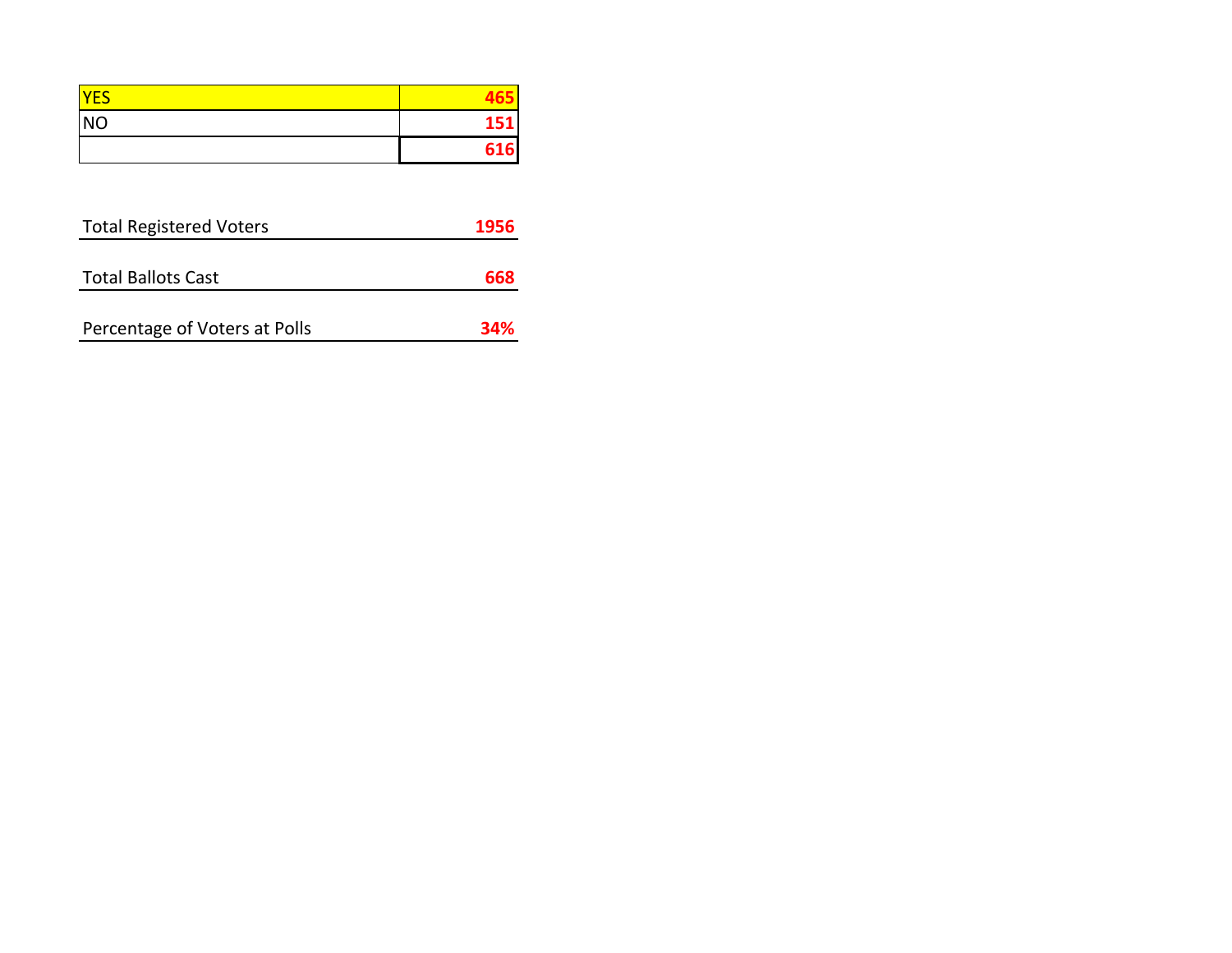| YES | 465 |
| --- | --- |
| NO | 151 |
| | 616 |

| Total Registered Voters | 1956 |
| --- | --- |
| Total Ballots Cast | 668 |
| Percentage of Voters at Polls | 34% |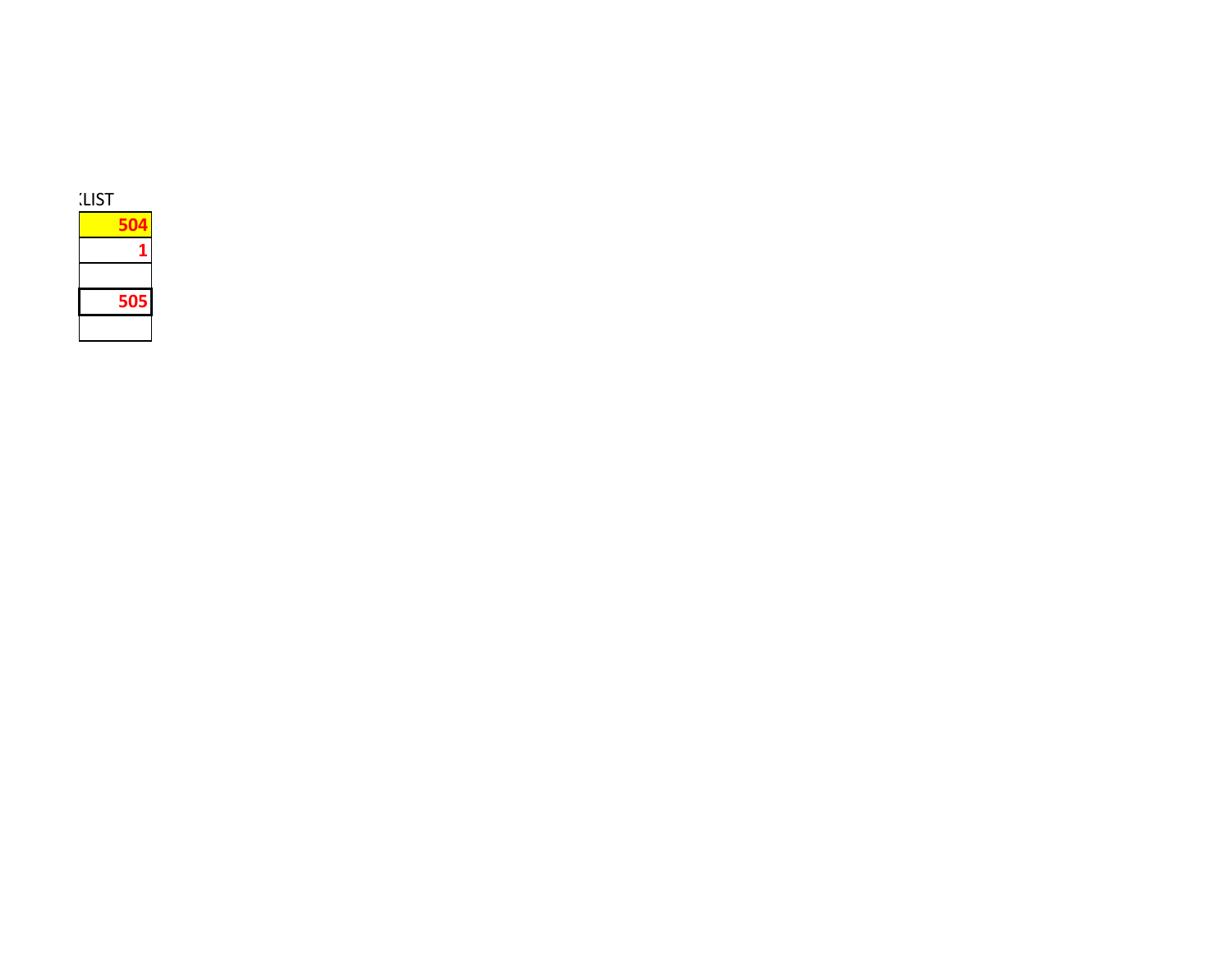| :LIST |
| ---: |
| **504** |
| **1** |
| |
| **505** |
| |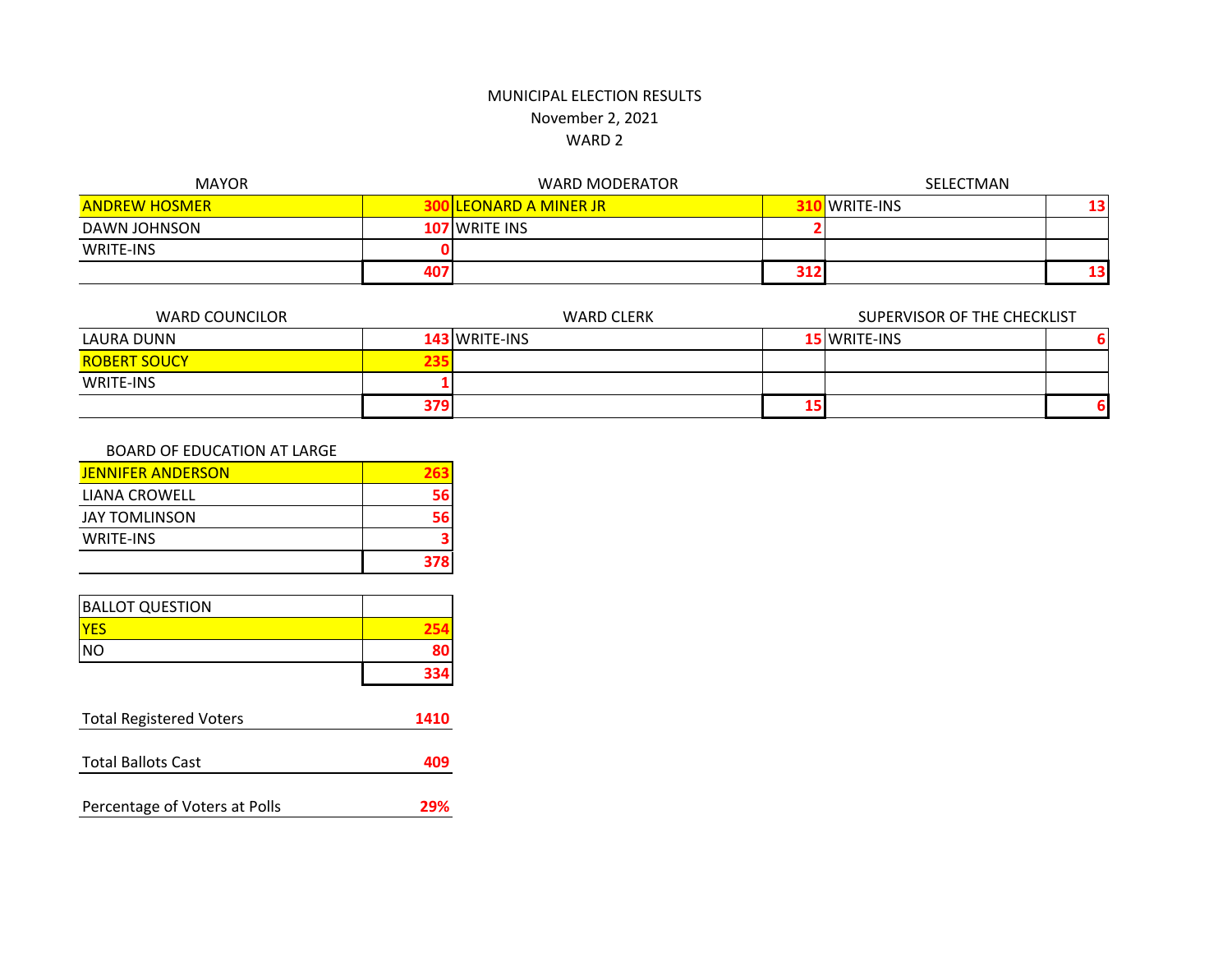# MUNICIPAL ELECTION RESULTS
## November 2, 2021
## WARD 2

### MAYOR

| MAYOR | |
|---|---|
| ANDREW HOSMER | 300 |
| DAWN JOHNSON | 107 |
| WRITE-INS | 0 |
| | 407 |

### WARD MODERATOR

| WARD MODERATOR | |
|---|---|
| LEONARD A MINER JR | 310 |
| WRITE INS | 2 |
| | 312 |

### SELECTMAN

| SELECTMAN | |
|---|---|
| WRITE-INS | 13 |
| | 13 |

### WARD COUNCILOR

| WARD COUNCILOR | |
|---|---|
| LAURA DUNN | 143 |
| ROBERT SOUCY | 235 |
| WRITE-INS | 1 |
| | 379 |

### WARD CLERK

| WARD CLERK | |
|---|---|
| WRITE-INS | 15 |
| | 15 |

### SUPERVISOR OF THE CHECKLIST

| SUPERVISOR OF THE CHECKLIST | |
|---|---|
| WRITE-INS | 6 |
| | 6 |

### BOARD OF EDUCATION AT LARGE

| BOARD OF EDUCATION AT LARGE | |
|---|---|
| JENNIFER ANDERSON | 263 |
| LIANA CROWELL | 56 |
| JAY TOMLINSON | 56 |
| WRITE-INS | 3 |
| | 378 |

| BALLOT QUESTION | |
|---|---|
| YES | 254 |
| NO | 80 |
| | 334 |

| | |
|---|---|
| Total Registered Voters | 1410 |
| Total Ballots Cast | 409 |
| Percentage of Voters at Polls | 29% |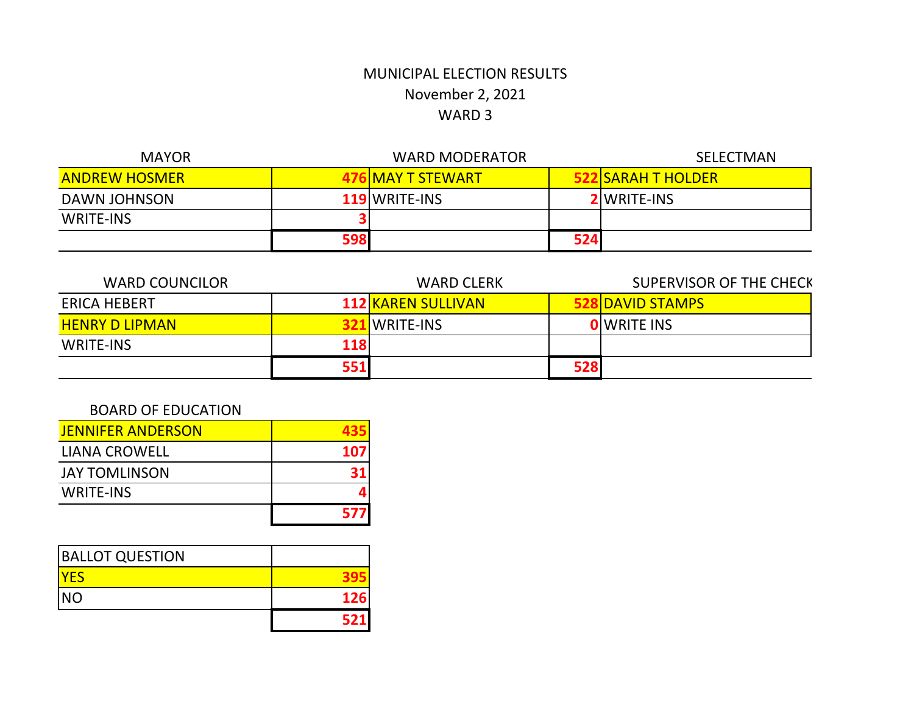# MUNICIPAL ELECTION RESULTS

November 2, 2021

WARD 3

| MAYOR | | WARD MODERATOR | | SELECTMAN |
|---|---|---|---|---|
| ANDREW HOSMER | 476 | MAY T STEWART | 522 | SARAH T HOLDER |
| DAWN JOHNSON | 119 | WRITE-INS | 2 | WRITE-INS |
| WRITE-INS | 3 | | | |
| | 598 | | 524 | |

| WARD COUNCILOR | | WARD CLERK | | SUPERVISOR OF THE CHECK |
|---|---|---|---|---|
| ERICA HEBERT | 112 | KAREN SULLIVAN | 528 | DAVID STAMPS |
| HENRY D LIPMAN | 321 | WRITE-INS | 0 | WRITE INS |
| WRITE-INS | 118 | | | |
| | 551 | | 528 | |

| BOARD OF EDUCATION | |
|---|---|
| JENNIFER ANDERSON | 435 |
| LIANA CROWELL | 107 |
| JAY TOMLINSON | 31 |
| WRITE-INS | 4 |
| | 577 |

| BALLOT QUESTION | |
|---|---|
| YES | 395 |
| NO | 126 |
| | 521 |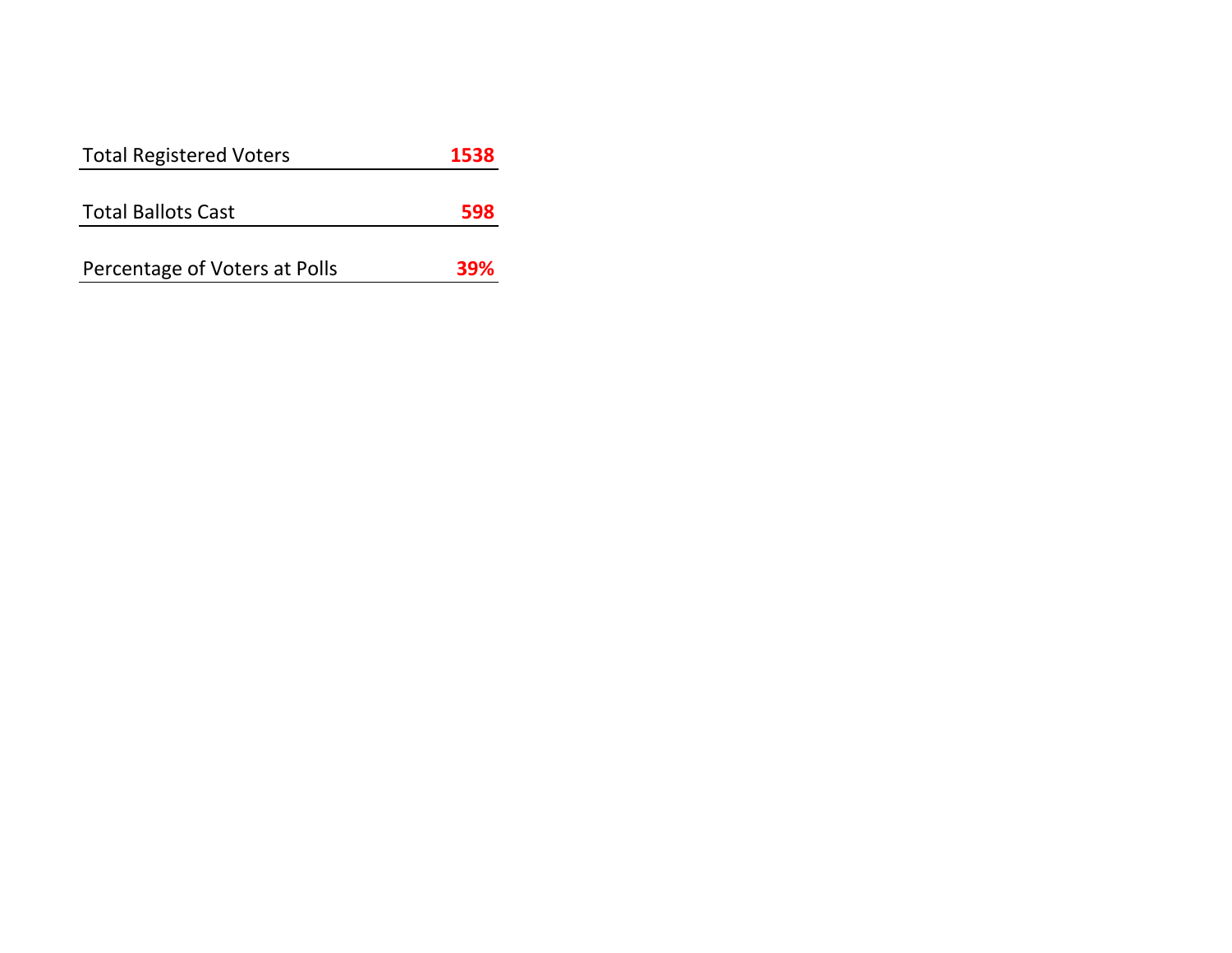| Total Registered Voters | **1538** |
|---|---|
| Total Ballots Cast | **598** |
| Percentage of Voters at Polls | **39%** |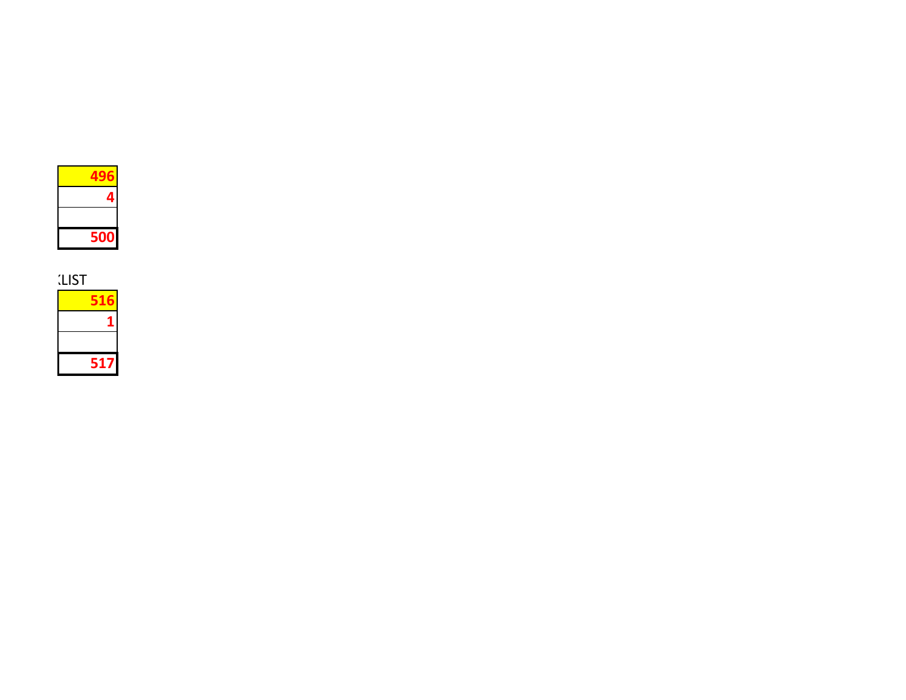| |
|---|
| 496 |
| 4 |
| |
| 500 |

:LIST

| |
|---|
| 516 |
| 1 |
| |
| 517 |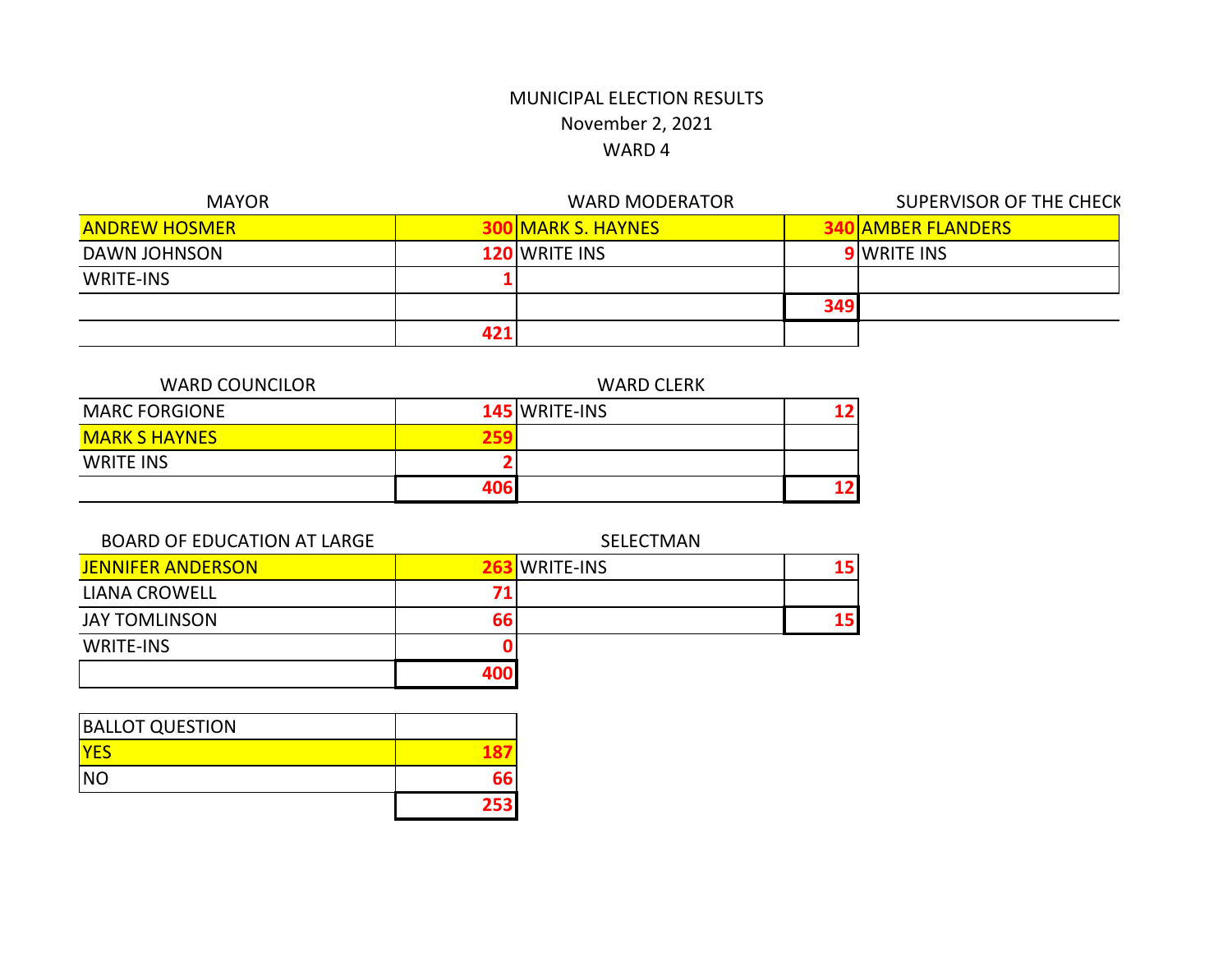MUNICIPAL ELECTION RESULTS
November 2, 2021
WARD 4

| MAYOR | | WARD MODERATOR | | SUPERVISOR OF THE CHECK |
|---|---|---|---|---|
| ANDREW HOSMER | 300 | MARK S. HAYNES | 340 | AMBER FLANDERS |
| DAWN JOHNSON | 120 | WRITE INS | 9 | WRITE INS |
| WRITE-INS | 1 | | | |
| | | | 349 | |
| | 421 | | | |

| WARD COUNCILOR | | WARD CLERK | |
|---|---|---|---|
| MARC FORGIONE | 145 | WRITE-INS | 12 |
| MARK S HAYNES | 259 | | |
| WRITE INS | 2 | | |
| | 406 | | 12 |

| BOARD OF EDUCATION AT LARGE | | SELECTMAN | |
|---|---|---|---|
| JENNIFER ANDERSON | 263 | WRITE-INS | 15 |
| LIANA CROWELL | 71 | | |
| JAY TOMLINSON | 66 | | 15 |
| WRITE-INS | 0 | | |
| | 400 | | |

| BALLOT QUESTION | |
|---|---|
| YES | 187 |
| NO | 66 |
| | 253 |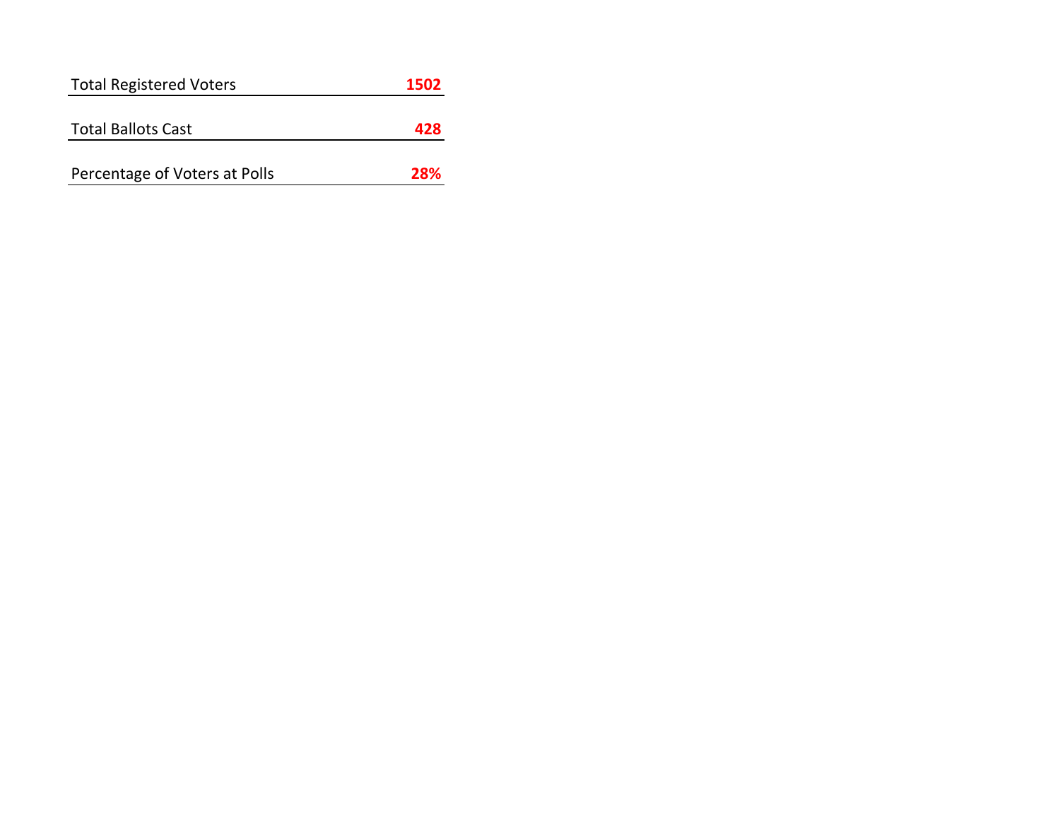| | |
|---|---|
| Total Registered Voters | **1502** |
| Total Ballots Cast | **428** |
| Percentage of Voters at Polls | **28%** |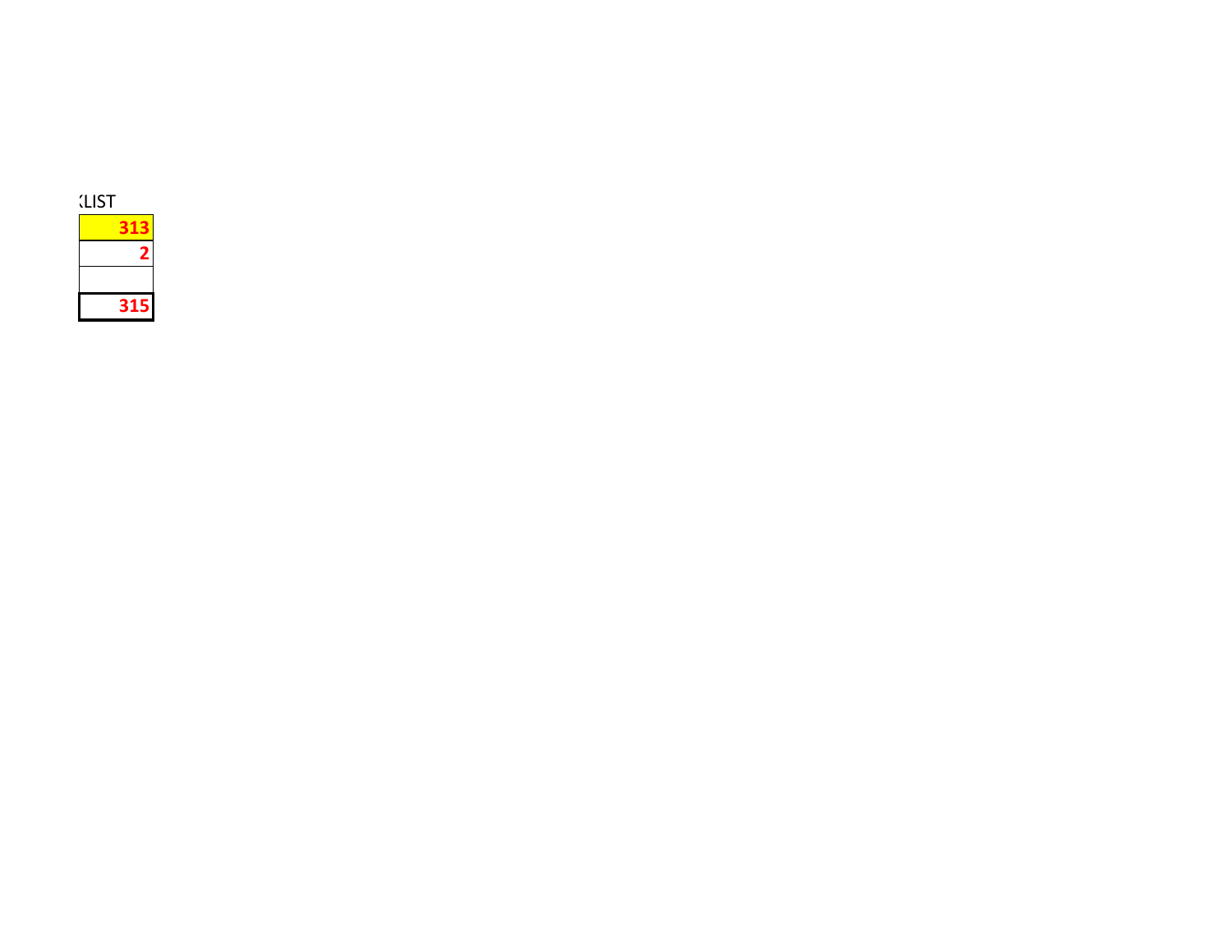KLIST

| |
|---|
| 313 |
| 2 |
| |
| 315 |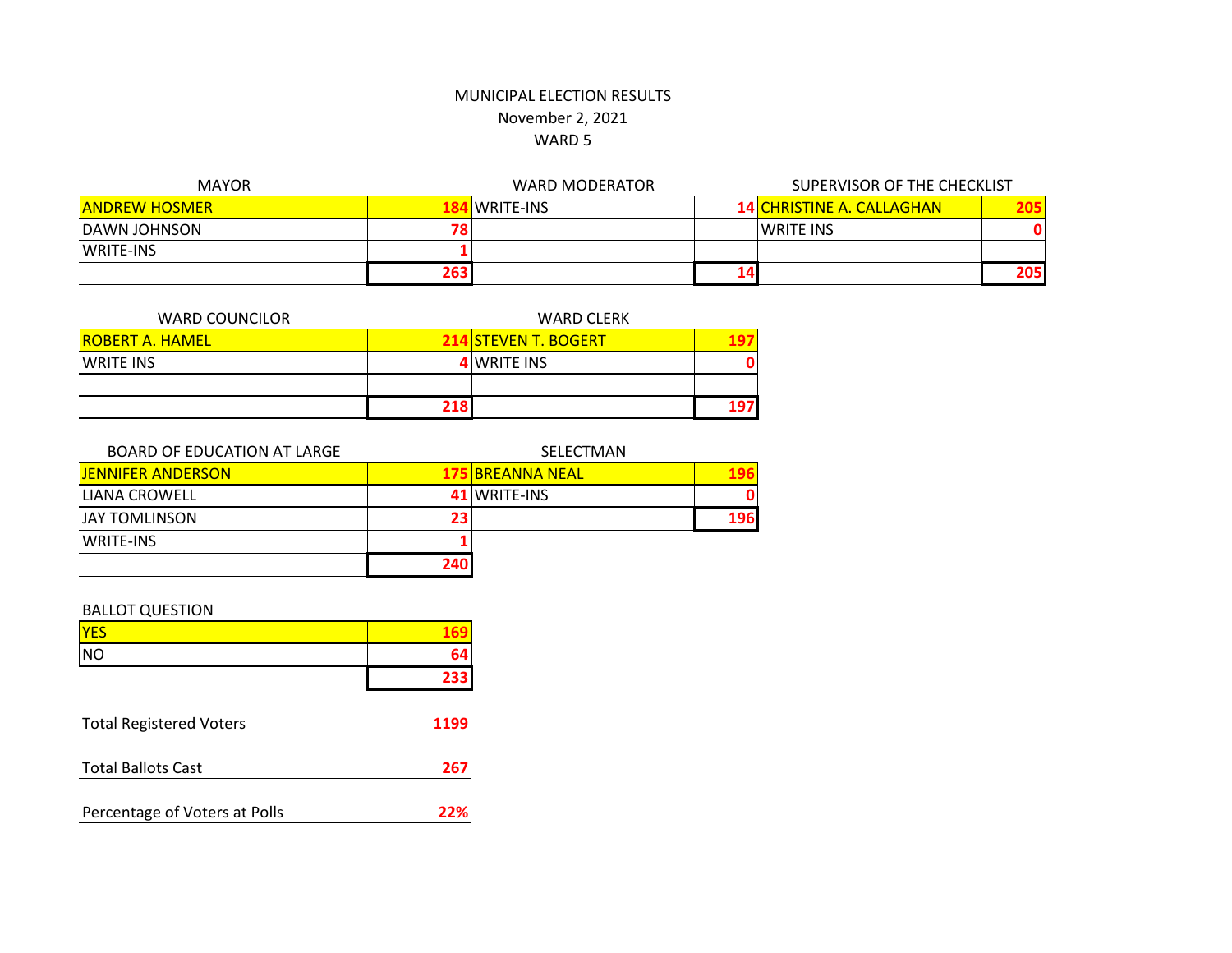# MUNICIPAL ELECTION RESULTS
## November 2, 2021
## WARD 5

### MAYOR

| MAYOR | |
|---|---|
| ANDREW HOSMER | 184 |
| DAWN JOHNSON | 78 |
| WRITE-INS | 1 |
| | 263 |

### WARD MODERATOR

| WARD MODERATOR | |
|---|---|
| WRITE-INS | 14 |
| | 14 |

### SUPERVISOR OF THE CHECKLIST

| SUPERVISOR OF THE CHECKLIST | |
|---|---|
| CHRISTINE A. CALLAGHAN | 205 |
| WRITE INS | 0 |
| | 205 |

### WARD COUNCILOR

| WARD COUNCILOR | |
|---|---|
| ROBERT A. HAMEL | 214 |
| WRITE INS | 4 |
| | 218 |

### WARD CLERK

| WARD CLERK | |
|---|---|
| STEVEN T. BOGERT | 197 |
| WRITE INS | 0 |
| | 197 |

### BOARD OF EDUCATION AT LARGE

| BOARD OF EDUCATION AT LARGE | |
|---|---|
| JENNIFER ANDERSON | 175 |
| LIANA CROWELL | 41 |
| JAY TOMLINSON | 23 |
| WRITE-INS | 1 |
| | 240 |

### SELECTMAN

| SELECTMAN | |
|---|---|
| BREANNA NEAL | 196 |
| WRITE-INS | 0 |
| | 196 |

### BALLOT QUESTION

| BALLOT QUESTION | |
|---|---|
| YES | 169 |
| NO | 64 |
| | 233 |

| | |
|---|---|
| Total Registered Voters | 1199 |
| Total Ballots Cast | 267 |
| Percentage of Voters at Polls | 22% |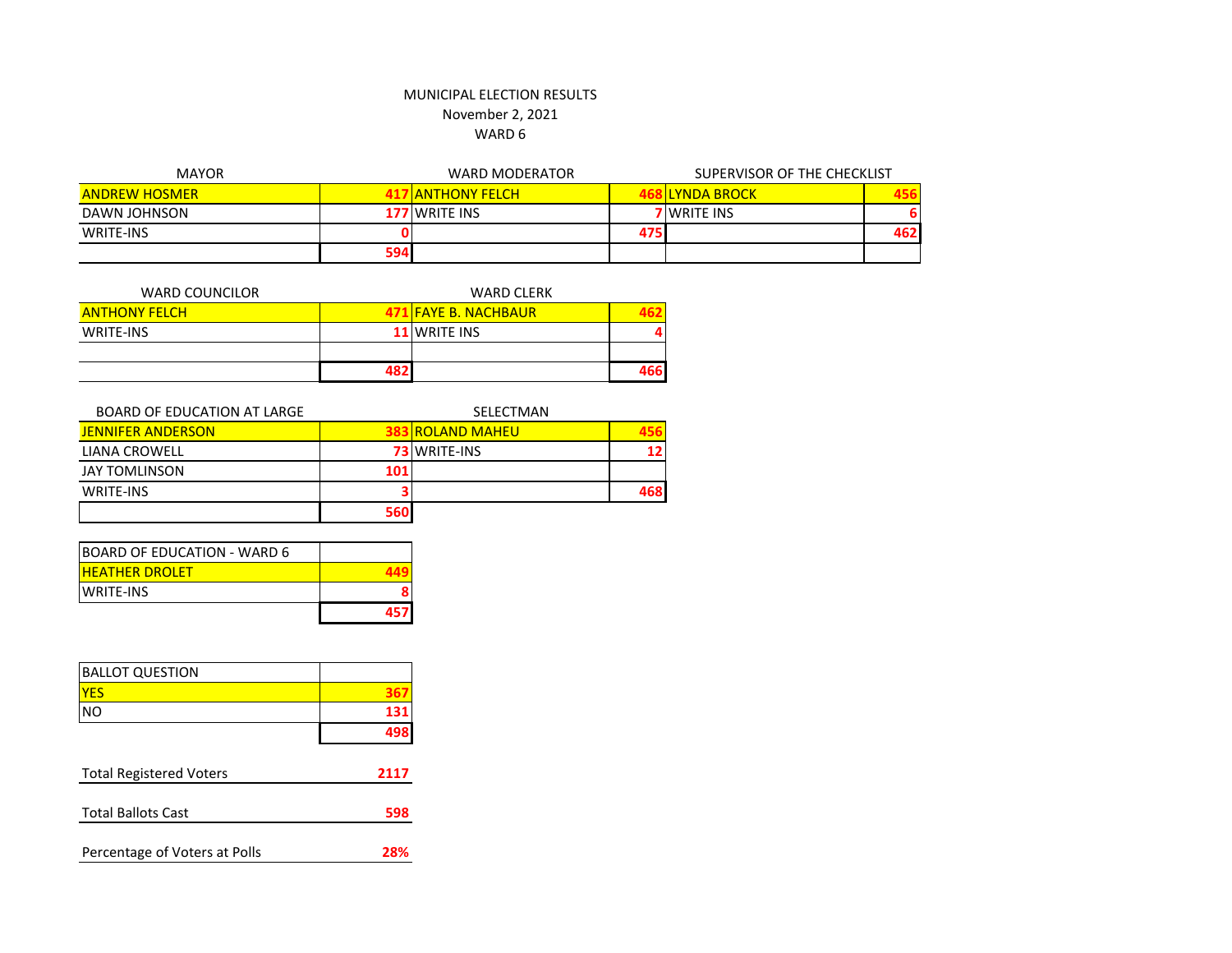# MUNICIPAL ELECTION RESULTS
## November 2, 2021
## WARD 6

| MAYOR | |
|---|---|
| **ANDREW HOSMER** | **417** |
| DAWN JOHNSON | 177 |
| WRITE-INS | 0 |
| | 594 |

| WARD MODERATOR | |
|---|---|
| **ANTHONY FELCH** | **468** |
| WRITE INS | 7 |
| | 475 |

| SUPERVISOR OF THE CHECKLIST | |
|---|---|
| **LYNDA BROCK** | **456** |
| WRITE INS | 6 |
| | 462 |

| WARD COUNCILOR | |
|---|---|
| **ANTHONY FELCH** | **471** |
| WRITE-INS | 11 |
| | 482 |

| WARD CLERK | |
|---|---|
| **FAYE B. NACHBAUR** | **462** |
| WRITE INS | 4 |
| | 466 |

| BOARD OF EDUCATION AT LARGE | |
|---|---|
| **JENNIFER ANDERSON** | **383** |
| LIANA CROWELL | 73 |
| JAY TOMLINSON | 101 |
| WRITE-INS | 3 |
| | 560 |

| SELECTMAN | |
|---|---|
| **ROLAND MAHEU** | **456** |
| WRITE-INS | 12 |
| | 468 |

| BOARD OF EDUCATION - WARD 6 | |
|---|---|
| **HEATHER DROLET** | **449** |
| WRITE-INS | 8 |
| | 457 |

| BALLOT QUESTION | |
|---|---|
| **YES** | **367** |
| NO | 131 |
| | 498 |

| | |
|---|---|
| Total Registered Voters | 2117 |
| Total Ballots Cast | 598 |
| Percentage of Voters at Polls | 28% |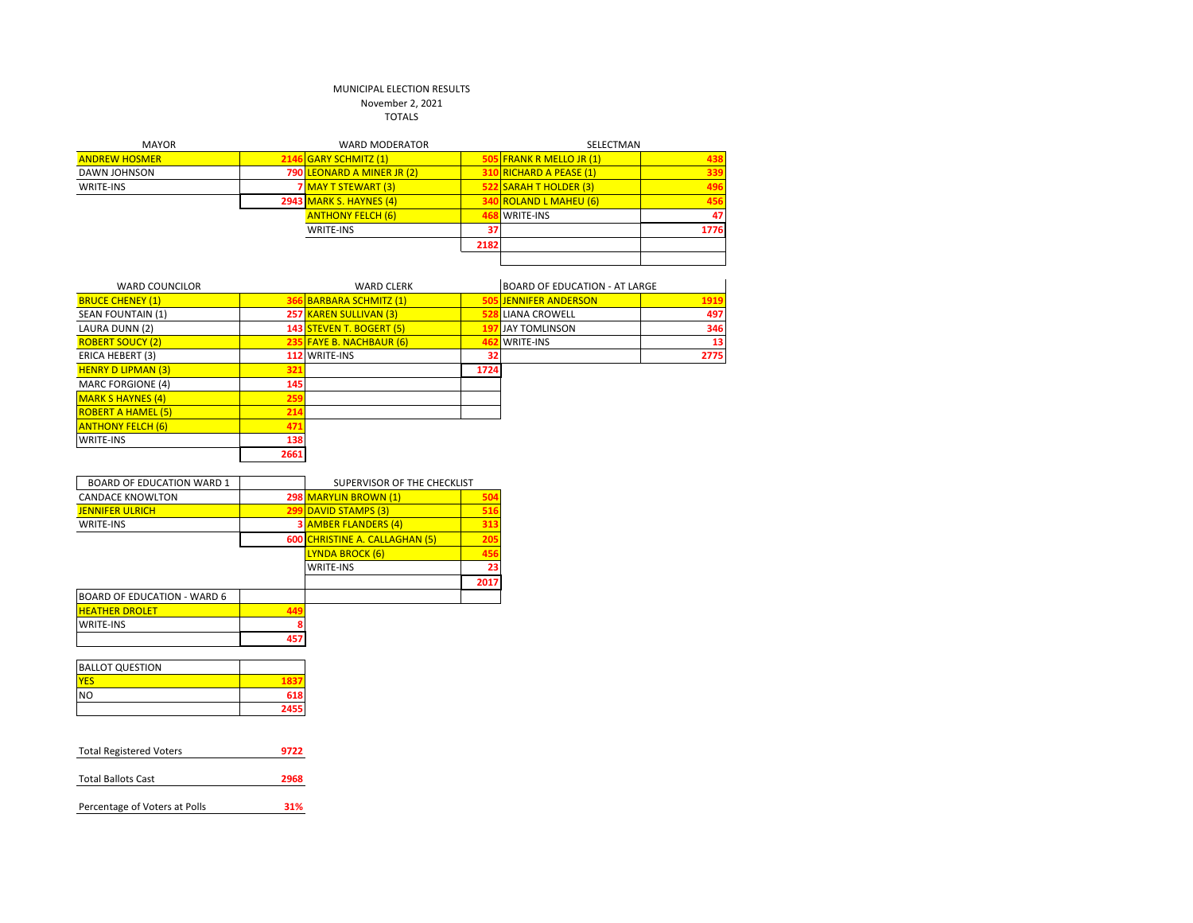MUNICIPAL ELECTION RESULTS
November 2, 2021
TOTALS

| MAYOR | |
|---|---|
| ANDREW HOSMER | 2146 |
| DAWN JOHNSON | 790 |
| WRITE-INS | 7 |
| | 2943 |

| WARD MODERATOR | |
|---|---|
| GARY SCHMITZ (1) | 505 |
| LEONARD A MINER JR (2) | 310 |
| MAY T STEWART (3) | 522 |
| MARK S. HAYNES (4) | 340 |
| ANTHONY FELCH (6) | 468 |
| WRITE-INS | 37 |
| | 2182 |

| SELECTMAN | |
|---|---|
| FRANK R MELLO JR (1) | 438 |
| RICHARD A PEASE (1) | 339 |
| SARAH T HOLDER (3) | 496 |
| ROLAND L MAHEU (6) | 456 |
| WRITE-INS | 47 |
| | 1776 |

| WARD COUNCILOR | |
|---|---|
| BRUCE CHENEY (1) | 366 |
| SEAN FOUNTAIN (1) | 257 |
| LAURA DUNN (2) | 143 |
| ROBERT SOUCY (2) | 235 |
| ERICA HEBERT (3) | 112 |
| HENRY D LIPMAN (3) | 321 |
| MARC FORGIONE (4) | 145 |
| MARK S HAYNES (4) | 259 |
| ROBERT A HAMEL (5) | 214 |
| ANTHONY FELCH (6) | 471 |
| WRITE-INS | 138 |
| | 2661 |

| WARD CLERK | |
|---|---|
| BARBARA SCHMITZ (1) | 505 |
| KAREN SULLIVAN (3) | 528 |
| STEVEN T. BOGERT (5) | 197 |
| FAYE B. NACHBAUR (6) | 462 |
| WRITE-INS | 32 |
| | 1724 |

| BOARD OF EDUCATION - AT LARGE | |
|---|---|
| JENNIFER ANDERSON | 1919 |
| LIANA CROWELL | 497 |
| JAY TOMLINSON | 346 |
| WRITE-INS | 13 |
| | 2775 |

| BOARD OF EDUCATION WARD 1 | |
|---|---|
| CANDACE KNOWLTON | 298 |
| JENNIFER ULRICH | 299 |
| WRITE-INS | 3 |
| | 600 |

| SUPERVISOR OF THE CHECKLIST | |
|---|---|
| MARYLIN BROWN (1) | 504 |
| DAVID STAMPS (3) | 516 |
| AMBER FLANDERS (4) | 313 |
| CHRISTINE A. CALLAGHAN (5) | 205 |
| LYNDA BROCK (6) | 456 |
| WRITE-INS | 23 |
| | 2017 |

| BOARD OF EDUCATION - WARD 6 | |
|---|---|
| HEATHER DROLET | 449 |
| WRITE-INS | 8 |
| | 457 |

| BALLOT QUESTION | |
|---|---|
| YES | 1837 |
| NO | 618 |
| | 2455 |

| | |
|---|---|
| Total Registered Voters | 9722 |
| Total Ballots Cast | 2968 |
| Percentage of Voters at Polls | 31% |